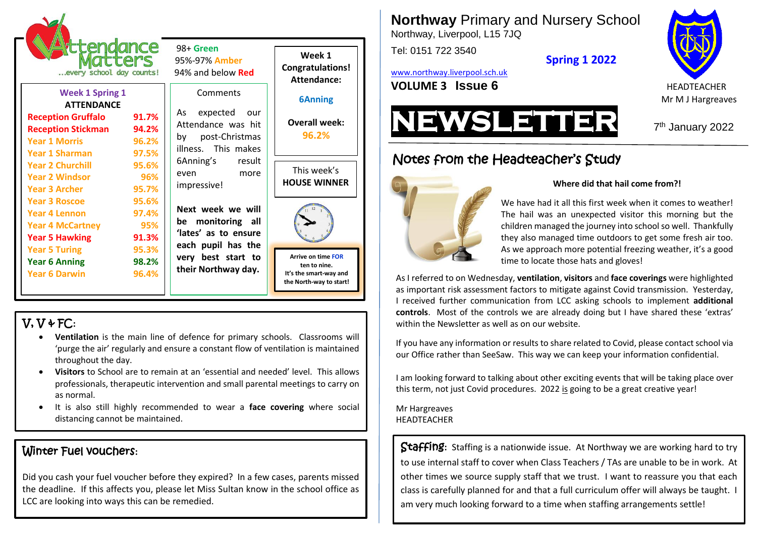# Northway Primary and Nursery School

Northway, Liverpool, L15 7JQ

Tel: 0151 722 3540

www.northway.liverpool.sch.uk

**VOLUME 3 Issue 6**

**Spring 1 2022**

HEADTEACHER
Mr M J Hargreaves

# NEWSLETTER

7th January 2022

## Notes from the Headteacher's Study

**Where did that hail come from?!**

We have had it all this first week when it comes to weather! The hail was an unexpected visitor this morning but the children managed the journey into school so well. Thankfully they also managed time outdoors to get some fresh air too. As we approach more potential freezing weather, it's a good time to locate those hats and gloves!

As I referred to on Wednesday, **ventilation**, **visitors** and **face coverings** were highlighted as important risk assessment factors to mitigate against Covid transmission. Yesterday, I received further communication from LCC asking schools to implement **additional controls**. Most of the controls we are already doing but I have shared these 'extras' within the Newsletter as well as on our website.

If you have any information or results to share related to Covid, please contact school via our Office rather than SeeSaw. This way we can keep your information confidential.

I am looking forward to talking about other exciting events that will be taking place over this term, not just Covid procedures. 2022 is going to be a great creative year!

Mr Hargreaves
HEADTEACHER

## Attendance Matters

...every school day counts!

98+ Green
95%-97% Amber
94% and below Red

| Week 1 Spring 1 ATTENDANCE | |
|---|---|
| Reception Gruffalo | 91.7% |
| Reception Stickman | 94.2% |
| Year 1 Morris | 96.2% |
| Year 1 Sharman | 97.5% |
| Year 2 Churchill | 95.6% |
| Year 2 Windsor | 96% |
| Year 3 Archer | 95.7% |
| Year 3 Roscoe | 95.6% |
| Year 4 Lennon | 97.4% |
| Year 4 McCartney | 95% |
| Year 5 Hawking | 91.3% |
| Year 5 Turing | 95.3% |
| Year 6 Anning | 98.2% |
| Year 6 Darwin | 96.4% |

**Comments**

As expected our Attendance was hit by post-Christmas illness. This makes 6Anning's result even more impressive!

**Next week we will be monitoring all 'lates' as to ensure each pupil has the very best start to their Northway day.**

**Week 1 Congratulations! Attendance:**

**6Anning**

**Overall week: 96.2%**

This week's **HOUSE WINNER**

**Arrive on time FOR ten to nine. It's the smart-way and the North-way to start!**

## V, V & FC:

- **Ventilation** is the main line of defence for primary schools. Classrooms will 'purge the air' regularly and ensure a constant flow of ventilation is maintained throughout the day.
- **Visitors** to School are to remain at an 'essential and needed' level. This allows professionals, therapeutic intervention and small parental meetings to carry on as normal.
- It is also still highly recommended to wear a **face covering** where social distancing cannot be maintained.

## Winter Fuel vouchers:

Did you cash your fuel voucher before they expired? In a few cases, parents missed the deadline. If this affects you, please let Miss Sultan know in the school office as LCC are looking into ways this can be remedied.

## Staffing:

Staffing is a nationwide issue. At Northway we are working hard to try to use internal staff to cover when Class Teachers / TAs are unable to be in work. At other times we source supply staff that we trust. I want to reassure you that each class is carefully planned for and that a full curriculum offer will always be taught. I am very much looking forward to a time when staffing arrangements settle!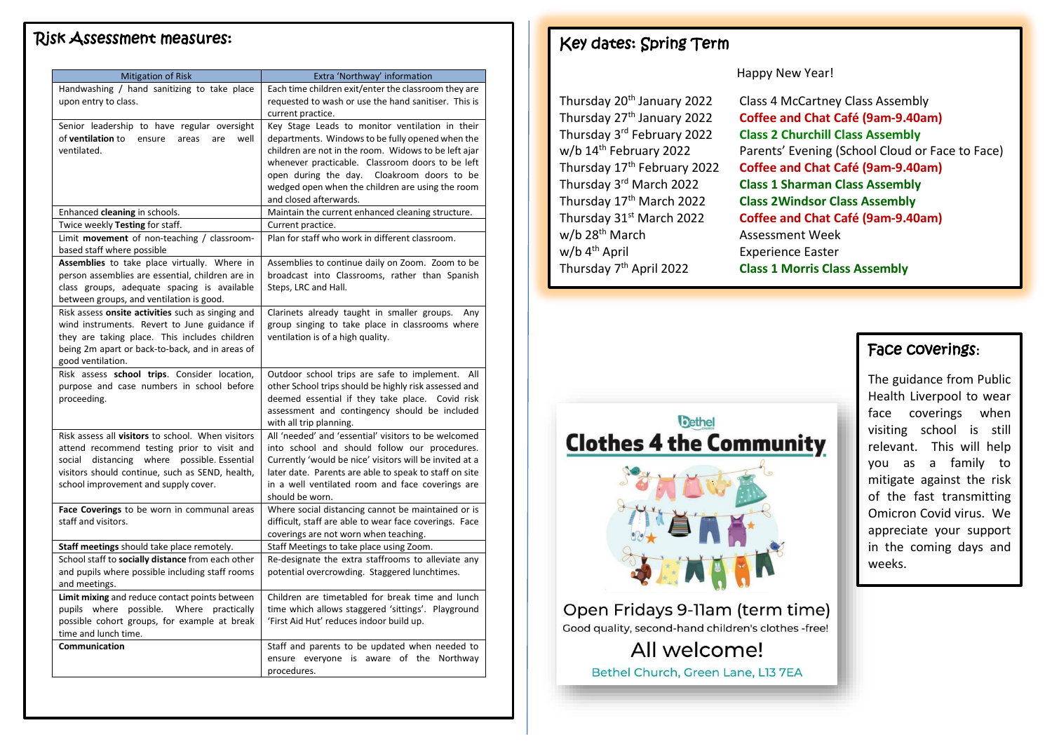# Risk Assessment measures:

| Mitigation of Risk | Extra 'Northway' information |
|---|---|
| Handwashing / hand sanitizing to take place upon entry to class. | Each time children exit/enter the classroom they are requested to wash or use the hand sanitiser. This is current practice. |
| Senior leadership to have regular oversight of **ventilation** to ensure areas are well ventilated. | Key Stage Leads to monitor ventilation in their departments. Windows to be fully opened when the children are not in the room. Widows to be left ajar whenever practicable. Classroom doors to be left open during the day. Cloakroom doors to be wedged open when the children are using the room and closed afterwards. |
| Enhanced **cleaning** in schools. | Maintain the current enhanced cleaning structure. |
| Twice weekly **Testing** for staff. | Current practice. |
| Limit **movement** of non-teaching / classroom-based staff where possible | Plan for staff who work in different classroom. |
| **Assemblies** to take place virtually. Where in person assemblies are essential, children are in class groups, adequate spacing is available between groups, and ventilation is good. | Assemblies to continue daily on Zoom. Zoom to be broadcast into Classrooms, rather than Spanish Steps, LRC and Hall. |
| Risk assess **onsite activities** such as singing and wind instruments. Revert to June guidance if they are taking place. This includes children being 2m apart or back-to-back, and in areas of good ventilation. | Clarinets already taught in smaller groups. Any group singing to take place in classrooms where ventilation is of a high quality. |
| Risk assess **school trips**. Consider location, purpose and case numbers in school before proceeding. | Outdoor school trips are safe to implement. All other School trips should be highly risk assessed and deemed essential if they take place. Covid risk assessment and contingency should be included with all trip planning. |
| Risk assess all **visitors** to school. When visitors attend recommend testing prior to visit and social distancing where possible. Essential visitors should continue, such as SEND, health, school improvement and supply cover. | All 'needed' and 'essential' visitors to be welcomed into school and should follow our procedures. Currently 'would be nice' visitors will be invited at a later date. Parents are able to speak to staff on site in a well ventilated room and face coverings are should be worn. |
| **Face Coverings** to be worn in communal areas staff and visitors. | Where social distancing cannot be maintained or is difficult, staff are able to wear face coverings. Face coverings are not worn when teaching. |
| **Staff meetings** should take place remotely. | Staff Meetings to take place using Zoom. |
| School staff to **socially distance** from each other and pupils where possible including staff rooms and meetings. | Re-designate the extra staffrooms to alleviate any potential overcrowding. Staggered lunchtimes. |
| **Limit mixing** and reduce contact points between pupils where possible. Where practically possible cohort groups, for example at break time and lunch time. | Children are timetabled for break time and lunch time which allows staggered 'sittings'. Playground 'First Aid Hut' reduces indoor build up. |
| **Communication** | Staff and parents to be updated when needed to ensure everyone is aware of the Northway procedures. |

# Key dates: Spring Term

Happy New Year!

| Date | Event |
|---|---|
| Thursday 20th January 2022 | Class 4 McCartney Class Assembly |
| Thursday 27th January 2022 | **Coffee and Chat Café (9am-9.40am)** |
| Thursday 3rd February 2022 | **Class 2 Churchill Class Assembly** |
| w/b 14th February 2022 | Parents' Evening (School Cloud or Face to Face) |
| Thursday 17th February 2022 | **Coffee and Chat Café (9am-9.40am)** |
| Thursday 3rd March 2022 | **Class 1 Sharman Class Assembly** |
| Thursday 17th March 2022 | **Class 2Windsor Class Assembly** |
| Thursday 31st March 2022 | **Coffee and Chat Café (9am-9.40am)** |
| w/b 28th March | Assessment Week |
| w/b 4th April | Experience Easter |
| Thursday 7th April 2022 | **Class 1 Morris Class Assembly** |

Bethel

**Clothes 4 the Community**

Open Fridays 9-11am (term time)

Good quality, second-hand children's clothes -free!

All welcome!

Bethel Church, Green Lane, L13 7EA

# Face coverings:

The guidance from Public Health Liverpool to wear face coverings when visiting school is still relevant. This will help you as a family to mitigate against the risk of the fast transmitting Omicron Covid virus. We appreciate your support in the coming days and weeks.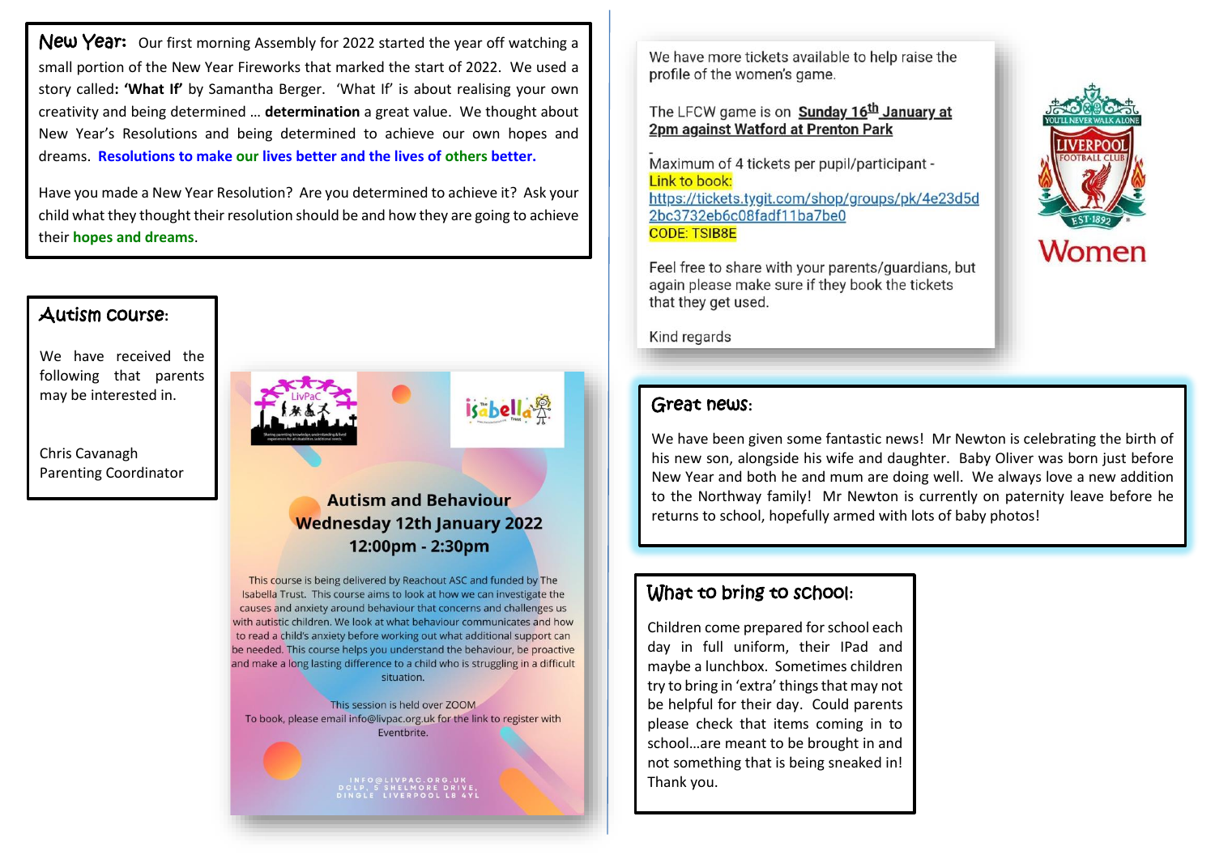## New Year:

Our first morning Assembly for 2022 started the year off watching a small portion of the New Year Fireworks that marked the start of 2022. We used a story called: **'What If'** by Samantha Berger. 'What If' is about realising your own creativity and being determined … **determination** a great value. We thought about New Year's Resolutions and being determined to achieve our own hopes and dreams. **Resolutions to make our lives better and the lives of others better.**

Have you made a New Year Resolution? Are you determined to achieve it? Ask your child what they thought their resolution should be and how they are going to achieve their **hopes and dreams**.

## Autism course:

We have received the following that parents may be interested in.

Chris Cavanagh
Parenting Coordinator

LivPaC

Sharing parenting knowledge, understanding & lived experiences for all disabilities, additional needs

isabella Trust

**Autism and Behaviour**
**Wednesday 12th January 2022**
**12:00pm - 2:30pm**

This course is being delivered by Reachout ASC and funded by The Isabella Trust. This course aims to look at how we can investigate the causes and anxiety around behaviour that concerns and challenges us with autistic children. We look at what behaviour communicates and how to read a child's anxiety before working out what additional support can be needed. This course helps you understand the behaviour, be proactive and make a long lasting difference to a child who is struggling in a difficult situation.

This session is held over ZOOM
To book, please email info@livpac.org.uk for the link to register with Eventbrite.

INFO@LIVPAC.ORG.UK
DCLP, 5 SHELMORE DRIVE,
DINGLE LIVERPOOL L8 4YL

We have more tickets available to help raise the profile of the women's game.

The LFCW game is on **Sunday 16th January at 2pm against Watford at Prenton Park**

Maximum of 4 tickets per pupil/participant -

Link to book:
https://tickets.tygit.com/shop/groups/pk/4e23d5d2bc3732eb6c08fadf11ba7be0
CODE: TSIB8E

Feel free to share with your parents/guardians, but again please make sure if they book the tickets that they get used.

Kind regards

YOU'LL NEVER WALK ALONE
LIVERPOOL FOOTBALL CLUB
EST 1892
Women

## Great news:

We have been given some fantastic news! Mr Newton is celebrating the birth of his new son, alongside his wife and daughter. Baby Oliver was born just before New Year and both he and mum are doing well. We always love a new addition to the Northway family! Mr Newton is currently on paternity leave before he returns to school, hopefully armed with lots of baby photos!

## What to bring to school:

Children come prepared for school each day in full uniform, their IPad and maybe a lunchbox. Sometimes children try to bring in 'extra' things that may not be helpful for their day. Could parents please check that items coming in to school…are meant to be brought in and not something that is being sneaked in! Thank you.